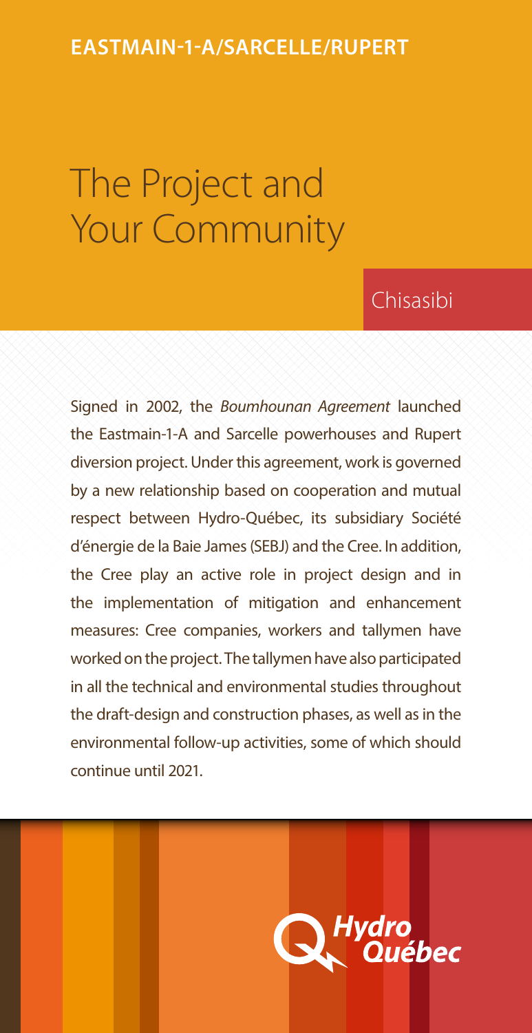EASTMAIN-1-A/SARCELLE/RUPERT

# The Project and Your Community

## Chisasibi

Signed in 2002, the *Boumhounan Agreement* launched the Eastmain-1-A and Sarcelle powerhouses and Rupert diversion project. Under this agreement, work is governed by a new relationship based on cooperation and mutual respect between Hydro-Québec, its subsidiary Société d'énergie de la Baie James (SEBJ) and the Cree. In addition, the Cree play an active role in project design and in the implementation of mitigation and enhancement measures: Cree companies, workers and tallymen have worked on the project. The tallymen have also participated in all the technical and environmental studies throughout the draft-design and construction phases, as well as in the environmental follow-up activities, some of which should continue until 2021.

Hydro Québec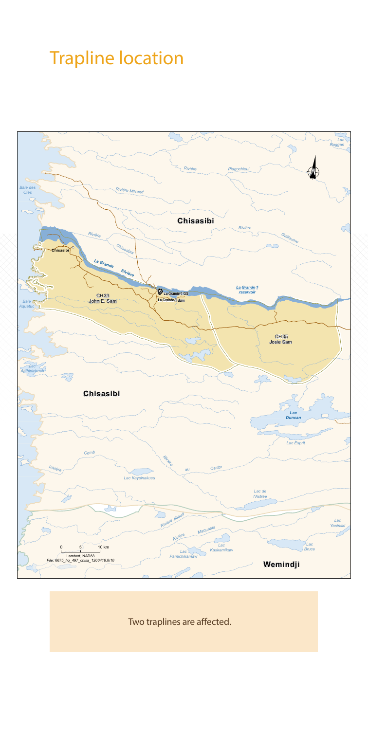# Trapline location

Lac Roggan

Rivière Piagochioui

Baie des Oies

Rivière Morand

Chisasibi

Rivière Guillaume

Rivière Chisasipis

Chisasibi

La Grande Rivière

La Grande 1 reservoir

La Grande-1 GS

La Grande-1 dam

CH33 John E. Sam

Baie Aquatuc

CH35 Josie Sam

Lac Agihipichuch

Chisasibi

Lac Duncan

Lac Esprit

Rivière Comb

Rivière au Castor

Lac Kaysinakusu

Lac de l'Astrée

Rivière Jibaud

Rivière Maquatua

Lac Yasinski

Lac Kaskamikaw

Lac Bruce

Lac Pamichikamaw

Wemindji

0 5 10 km

Lambert, NAD83

File: 6675_hq_497_chisa_1200416.fh10

Two traplines are affected.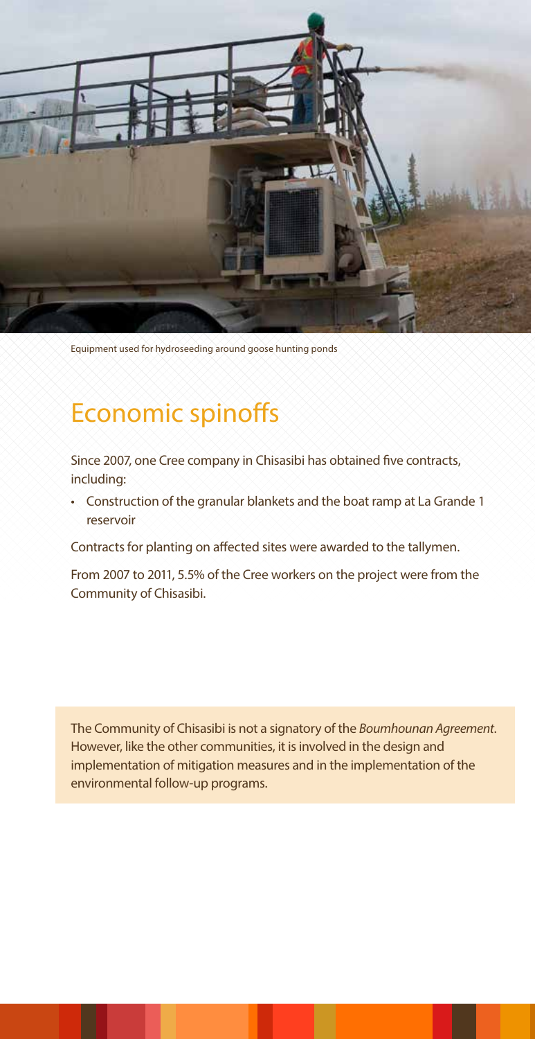Equipment used for hydroseeding around goose hunting ponds

## Economic spinoffs

Since 2007, one Cree company in Chisasibi has obtained five contracts, including:

- Construction of the granular blankets and the boat ramp at La Grande 1 reservoir

Contracts for planting on affected sites were awarded to the tallymen.

From 2007 to 2011, 5.5% of the Cree workers on the project were from the Community of Chisasibi.

The Community of Chisasibi is not a signatory of the *Boumhounan Agreement*. However, like the other communities, it is involved in the design and implementation of mitigation measures and in the implementation of the environmental follow-up programs.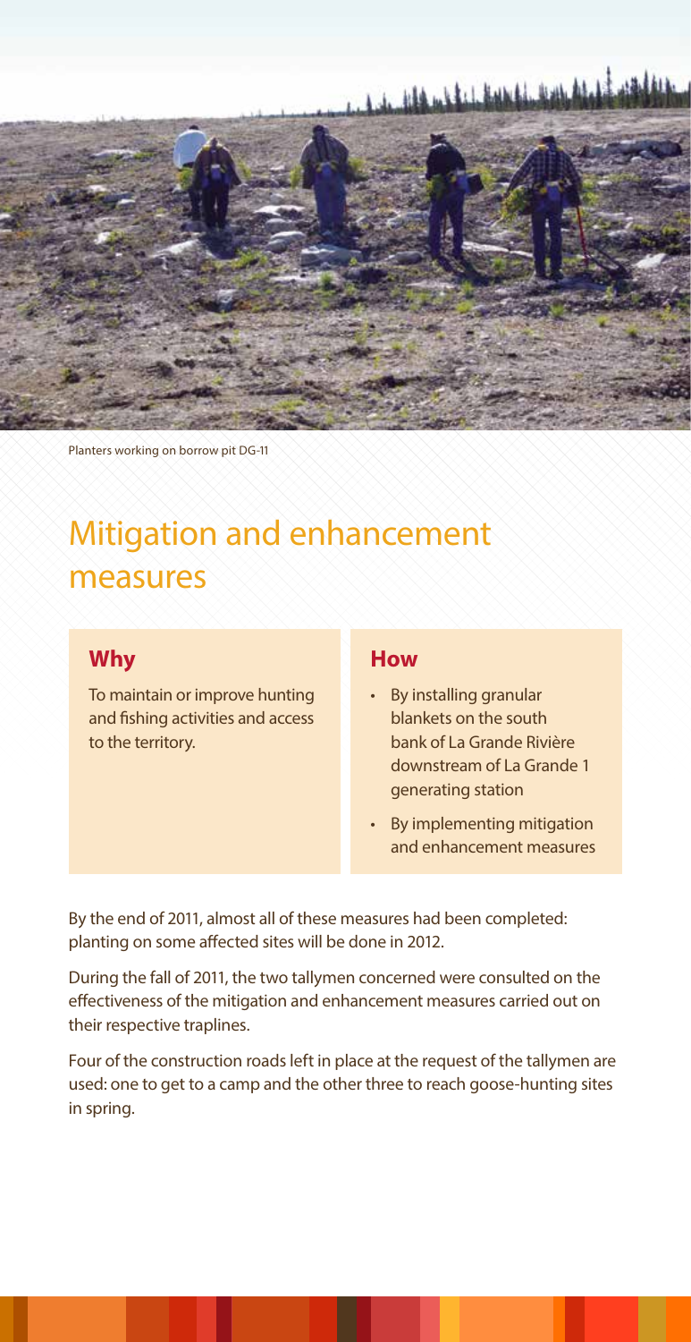Planters working on borrow pit DG-11

# Mitigation and enhancement measures

## Why

To maintain or improve hunting and fishing activities and access to the territory.

## How

- By installing granular blankets on the south bank of La Grande Rivière downstream of La Grande 1 generating station
- By implementing mitigation and enhancement measures

By the end of 2011, almost all of these measures had been completed: planting on some affected sites will be done in 2012.

During the fall of 2011, the two tallymen concerned were consulted on the effectiveness of the mitigation and enhancement measures carried out on their respective traplines.

Four of the construction roads left in place at the request of the tallymen are used: one to get to a camp and the other three to reach goose-hunting sites in spring.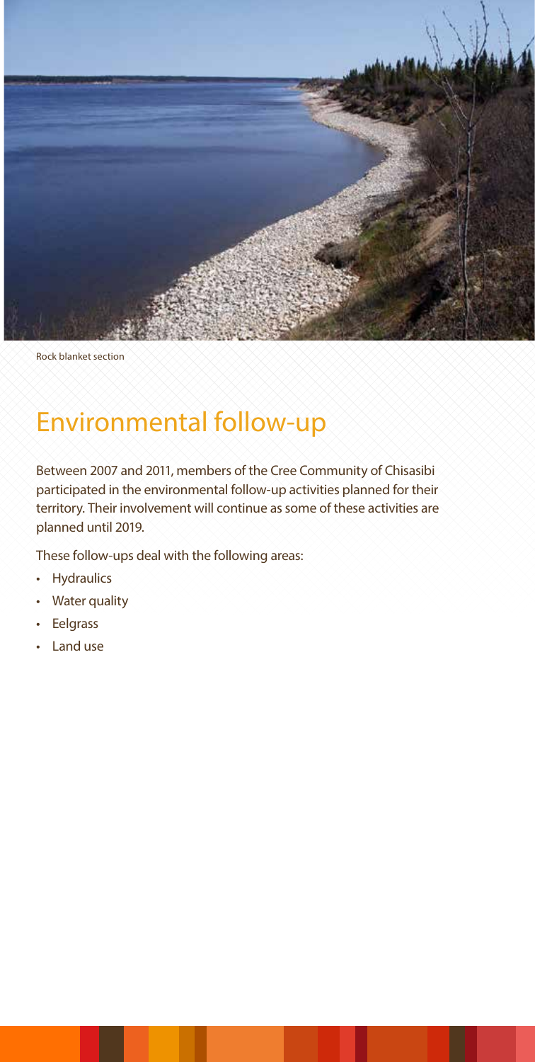Rock blanket section

# Environmental follow-up

Between 2007 and 2011, members of the Cree Community of Chisasibi participated in the environmental follow-up activities planned for their territory. Their involvement will continue as some of these activities are planned until 2019.

These follow-ups deal with the following areas:

- Hydraulics
- Water quality
- Eelgrass
- Land use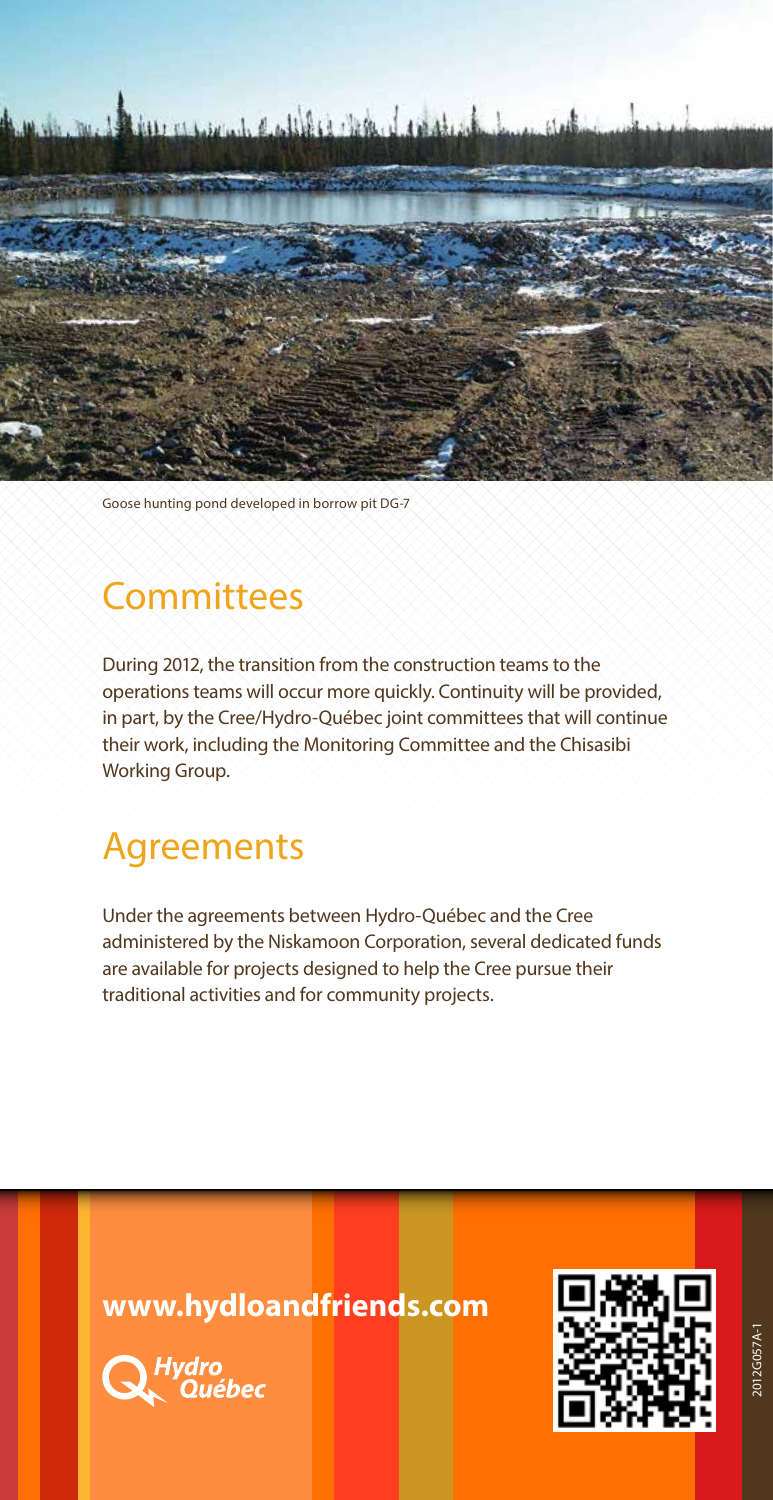Goose hunting pond developed in borrow pit DG-7

## Committees

During 2012, the transition from the construction teams to the operations teams will occur more quickly. Continuity will be provided, in part, by the Cree/Hydro-Québec joint committees that will continue their work, including the Monitoring Committee and the Chisasibi Working Group.

## Agreements

Under the agreements between Hydro-Québec and the Cree administered by the Niskamoon Corporation, several dedicated funds are available for projects designed to help the Cree pursue their traditional activities and for community projects.

**www.hydloandfriends.com**

Hydro Québec

2012G057A-1